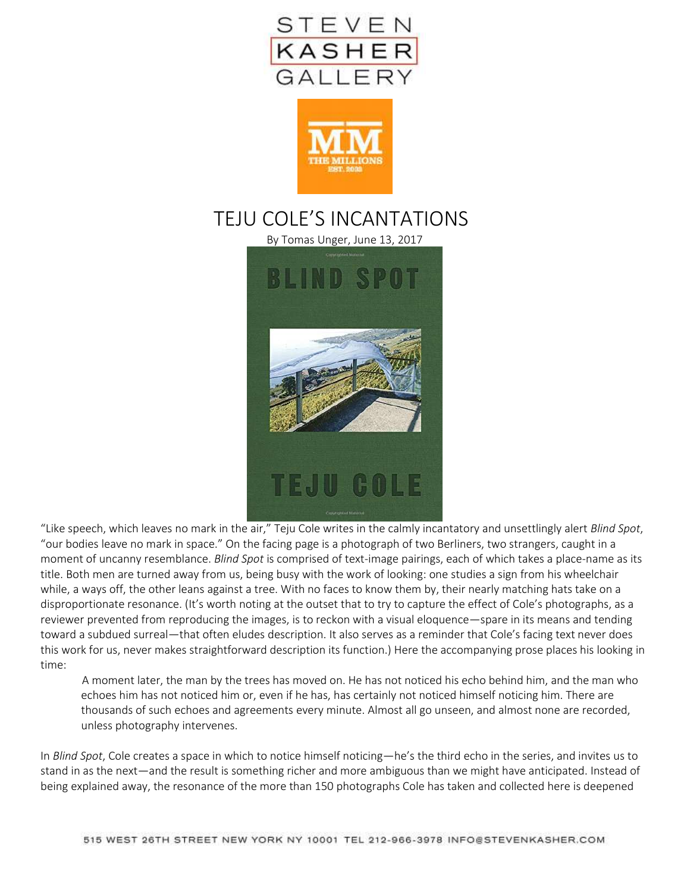# TEJU COLE'S INCANTATIONS

By Tomas Unger, June 13, 2017

"Like speech, which leaves no mark in the air," Teju Cole writes in the calmly incantatory and unsettlingly alert *Blind Spot*, "our bodies leave no mark in space." On the facing page is a photograph of two Berliners, two strangers, caught in a moment of uncanny resemblance. *Blind Spot* is comprised of text-image pairings, each of which takes a place-name as its title. Both men are turned away from us, being busy with the work of looking: one studies a sign from his wheelchair while, a ways off, the other leans against a tree. With no faces to know them by, their nearly matching hats take on a disproportionate resonance. (It's worth noting at the outset that to try to capture the effect of Cole's photographs, as a reviewer prevented from reproducing the images, is to reckon with a visual eloquence—spare in its means and tending toward a subdued surreal—that often eludes description. It also serves as a reminder that Cole's facing text never does this work for us, never makes straightforward description its function.) Here the accompanying prose places his looking in time:

> A moment later, the man by the trees has moved on. He has not noticed his echo behind him, and the man who echoes him has not noticed him or, even if he has, has certainly not noticed himself noticing him. There are thousands of such echoes and agreements every minute. Almost all go unseen, and almost none are recorded, unless photography intervenes.

In *Blind Spot*, Cole creates a space in which to notice himself noticing—he's the third echo in the series, and invites us to stand in as the next—and the result is something richer and more ambiguous than we might have anticipated. Instead of being explained away, the resonance of the more than 150 photographs Cole has taken and collected here is deepened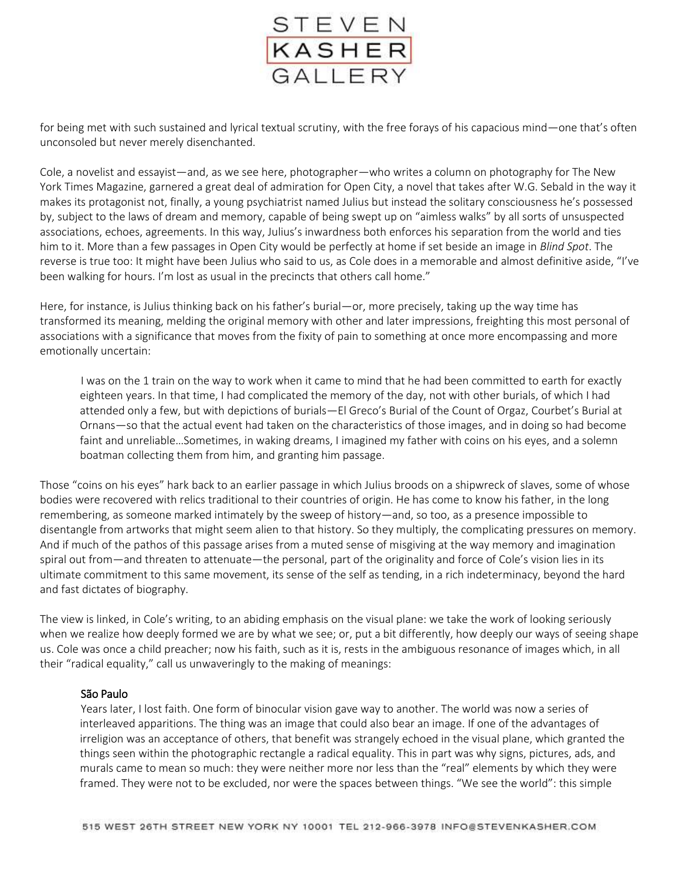for being met with such sustained and lyrical textual scrutiny, with the free forays of his capacious mind—one that's often unconsoled but never merely disenchanted.

Cole, a novelist and essayist—and, as we see here, photographer—who writes a column on photography for The New York Times Magazine, garnered a great deal of admiration for Open City, a novel that takes after W.G. Sebald in the way it makes its protagonist not, finally, a young psychiatrist named Julius but instead the solitary consciousness he's possessed by, subject to the laws of dream and memory, capable of being swept up on "aimless walks" by all sorts of unsuspected associations, echoes, agreements. In this way, Julius's inwardness both enforces his separation from the world and ties him to it. More than a few passages in Open City would be perfectly at home if set beside an image in *Blind Spot*. The reverse is true too: It might have been Julius who said to us, as Cole does in a memorable and almost definitive aside, "I've been walking for hours. I'm lost as usual in the precincts that others call home."

Here, for instance, is Julius thinking back on his father's burial—or, more precisely, taking up the way time has transformed its meaning, melding the original memory with other and later impressions, freighting this most personal of associations with a significance that moves from the fixity of pain to something at once more encompassing and more emotionally uncertain:

> I was on the 1 train on the way to work when it came to mind that he had been committed to earth for exactly eighteen years. In that time, I had complicated the memory of the day, not with other burials, of which I had attended only a few, but with depictions of burials—El Greco's Burial of the Count of Orgaz, Courbet's Burial at Ornans—so that the actual event had taken on the characteristics of those images, and in doing so had become faint and unreliable…Sometimes, in waking dreams, I imagined my father with coins on his eyes, and a solemn boatman collecting them from him, and granting him passage.

Those "coins on his eyes" hark back to an earlier passage in which Julius broods on a shipwreck of slaves, some of whose bodies were recovered with relics traditional to their countries of origin. He has come to know his father, in the long remembering, as someone marked intimately by the sweep of history—and, so too, as a presence impossible to disentangle from artworks that might seem alien to that history. So they multiply, the complicating pressures on memory. And if much of the pathos of this passage arises from a muted sense of misgiving at the way memory and imagination spiral out from—and threaten to attenuate—the personal, part of the originality and force of Cole's vision lies in its ultimate commitment to this same movement, its sense of the self as tending, in a rich indeterminacy, beyond the hard and fast dictates of biography.

The view is linked, in Cole's writing, to an abiding emphasis on the visual plane: we take the work of looking seriously when we realize how deeply formed we are by what we see; or, put a bit differently, how deeply our ways of seeing shape us. Cole was once a child preacher; now his faith, such as it is, rests in the ambiguous resonance of images which, in all their "radical equality," call us unwaveringly to the making of meanings:

> São Paulo
>
> Years later, I lost faith. One form of binocular vision gave way to another. The world was now a series of interleaved apparitions. The thing was an image that could also bear an image. If one of the advantages of irreligion was an acceptance of others, that benefit was strangely echoed in the visual plane, which granted the things seen within the photographic rectangle a radical equality. This in part was why signs, pictures, ads, and murals came to mean so much: they were neither more nor less than the "real" elements by which they were framed. They were not to be excluded, nor were the spaces between things. "We see the world": this simple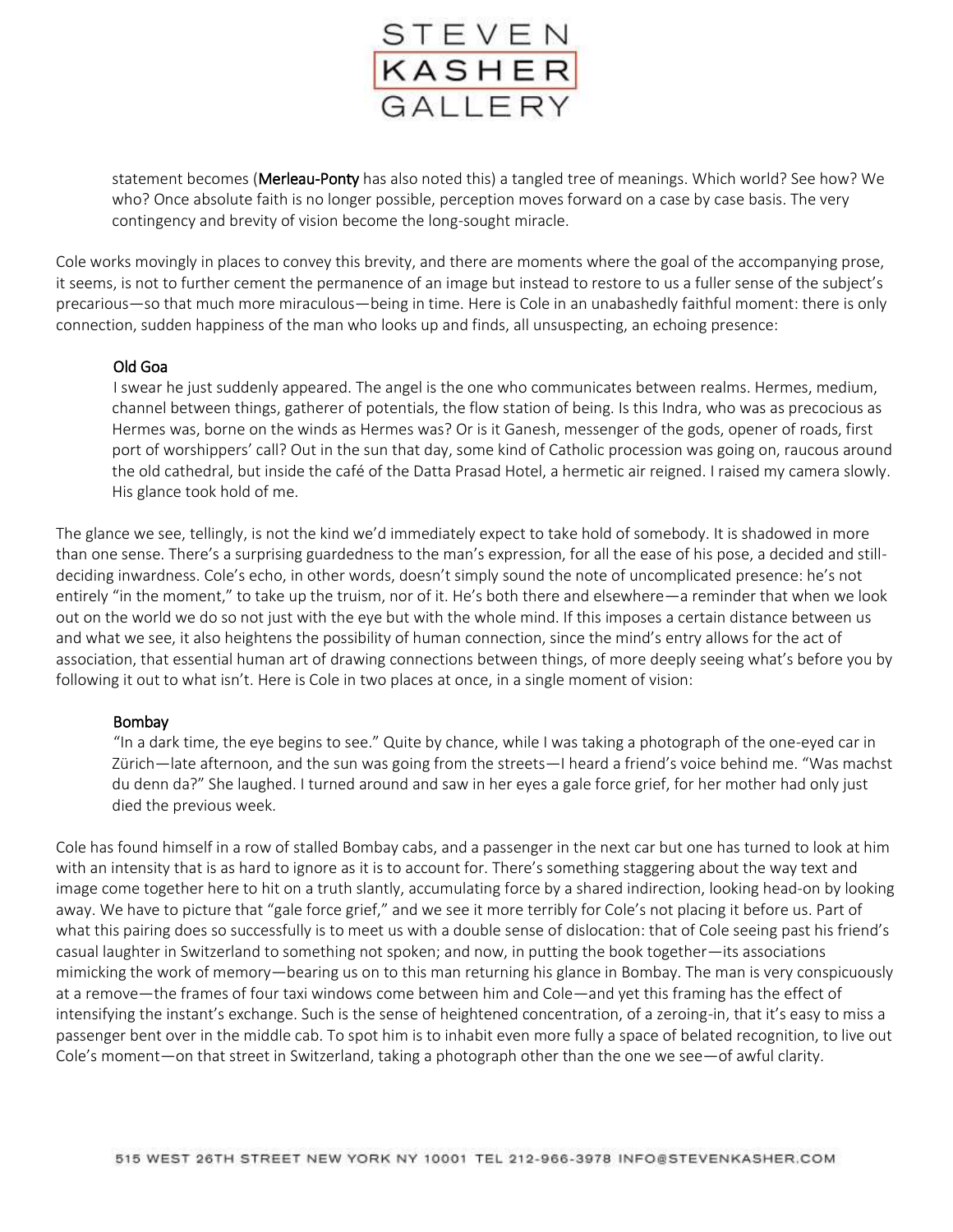> statement becomes (**Merleau-Ponty** has also noted this) a tangled tree of meanings. Which world? See how? We who? Once absolute faith is no longer possible, perception moves forward on a case by case basis. The very contingency and brevity of vision become the long-sought miracle.

Cole works movingly in places to convey this brevity, and there are moments where the goal of the accompanying prose, it seems, is not to further cement the permanence of an image but instead to restore to us a fuller sense of the subject's precarious—so that much more miraculous—being in time. Here is Cole in an unabashedly faithful moment: there is only connection, sudden happiness of the man who looks up and finds, all unsuspecting, an echoing presence:

> Old Goa
>
> I swear he just suddenly appeared. The angel is the one who communicates between realms. Hermes, medium, channel between things, gatherer of potentials, the flow station of being. Is this Indra, who was as precocious as Hermes was, borne on the winds as Hermes was? Or is it Ganesh, messenger of the gods, opener of roads, first port of worshippers' call? Out in the sun that day, some kind of Catholic procession was going on, raucous around the old cathedral, but inside the café of the Datta Prasad Hotel, a hermetic air reigned. I raised my camera slowly. His glance took hold of me.

The glance we see, tellingly, is not the kind we'd immediately expect to take hold of somebody. It is shadowed in more than one sense. There's a surprising guardedness to the man's expression, for all the ease of his pose, a decided and still-deciding inwardness. Cole's echo, in other words, doesn't simply sound the note of uncomplicated presence: he's not entirely "in the moment," to take up the truism, nor of it. He's both there and elsewhere—a reminder that when we look out on the world we do so not just with the eye but with the whole mind. If this imposes a certain distance between us and what we see, it also heightens the possibility of human connection, since the mind's entry allows for the act of association, that essential human art of drawing connections between things, of more deeply seeing what's before you by following it out to what isn't. Here is Cole in two places at once, in a single moment of vision:

> Bombay
>
> "In a dark time, the eye begins to see." Quite by chance, while I was taking a photograph of the one-eyed car in Zürich—late afternoon, and the sun was going from the streets—I heard a friend's voice behind me. "Was machst du denn da?" She laughed. I turned around and saw in her eyes a gale force grief, for her mother had only just died the previous week.

Cole has found himself in a row of stalled Bombay cabs, and a passenger in the next car but one has turned to look at him with an intensity that is as hard to ignore as it is to account for. There's something staggering about the way text and image come together here to hit on a truth slantly, accumulating force by a shared indirection, looking head-on by looking away. We have to picture that "gale force grief," and we see it more terribly for Cole's not placing it before us. Part of what this pairing does so successfully is to meet us with a double sense of dislocation: that of Cole seeing past his friend's casual laughter in Switzerland to something not spoken; and now, in putting the book together—its associations mimicking the work of memory—bearing us on to this man returning his glance in Bombay. The man is very conspicuously at a remove—the frames of four taxi windows come between him and Cole—and yet this framing has the effect of intensifying the instant's exchange. Such is the sense of heightened concentration, of a zeroing-in, that it's easy to miss a passenger bent over in the middle cab. To spot him is to inhabit even more fully a space of belated recognition, to live out Cole's moment—on that street in Switzerland, taking a photograph other than the one we see—of awful clarity.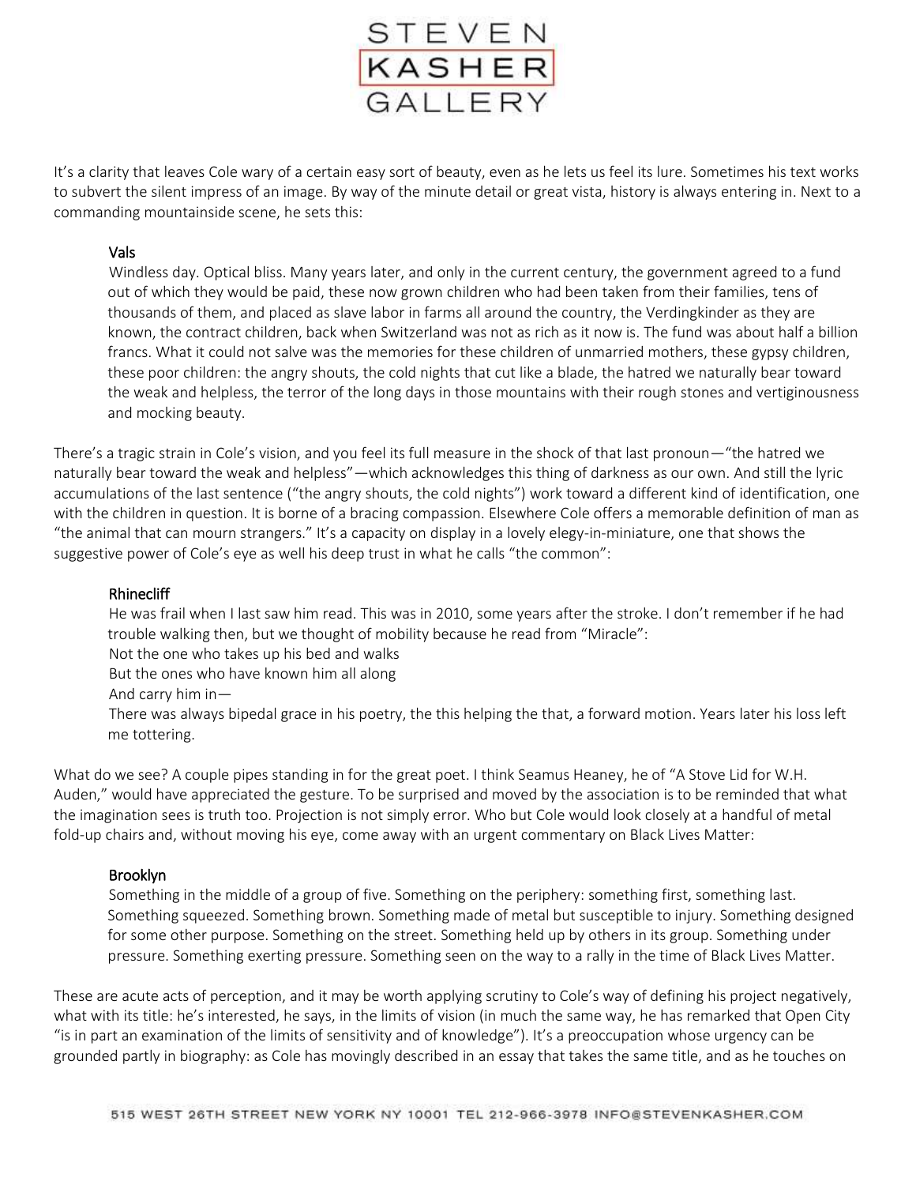It's a clarity that leaves Cole wary of a certain easy sort of beauty, even as he lets us feel its lure. Sometimes his text works to subvert the silent impress of an image. By way of the minute detail or great vista, history is always entering in. Next to a commanding mountainside scene, he sets this:

> **Vals**
> Windless day. Optical bliss. Many years later, and only in the current century, the government agreed to a fund out of which they would be paid, these now grown children who had been taken from their families, tens of thousands of them, and placed as slave labor in farms all around the country, the Verdingkinder as they are known, the contract children, back when Switzerland was not as rich as it now is. The fund was about half a billion francs. What it could not salve was the memories for these children of unmarried mothers, these gypsy children, these poor children: the angry shouts, the cold nights that cut like a blade, the hatred we naturally bear toward the weak and helpless, the terror of the long days in those mountains with their rough stones and vertiginousness and mocking beauty.

There's a tragic strain in Cole's vision, and you feel its full measure in the shock of that last pronoun—"the hatred we naturally bear toward the weak and helpless"—which acknowledges this thing of darkness as our own. And still the lyric accumulations of the last sentence ("the angry shouts, the cold nights") work toward a different kind of identification, one with the children in question. It is borne of a bracing compassion. Elsewhere Cole offers a memorable definition of man as "the animal that can mourn strangers." It's a capacity on display in a lovely elegy-in-miniature, one that shows the suggestive power of Cole's eye as well his deep trust in what he calls "the common":

> **Rhinecliff**
> He was frail when I last saw him read. This was in 2010, some years after the stroke. I don't remember if he had trouble walking then, but we thought of mobility because he read from "Miracle":
> Not the one who takes up his bed and walks
> But the ones who have known him all along
> And carry him in—
> There was always bipedal grace in his poetry, the this helping the that, a forward motion. Years later his loss left me tottering.

What do we see? A couple pipes standing in for the great poet. I think Seamus Heaney, he of "A Stove Lid for W.H. Auden," would have appreciated the gesture. To be surprised and moved by the association is to be reminded that what the imagination sees is truth too. Projection is not simply error. Who but Cole would look closely at a handful of metal fold-up chairs and, without moving his eye, come away with an urgent commentary on Black Lives Matter:

> **Brooklyn**
> Something in the middle of a group of five. Something on the periphery: something first, something last. Something squeezed. Something brown. Something made of metal but susceptible to injury. Something designed for some other purpose. Something on the street. Something held up by others in its group. Something under pressure. Something exerting pressure. Something seen on the way to a rally in the time of Black Lives Matter.

These are acute acts of perception, and it may be worth applying scrutiny to Cole's way of defining his project negatively, what with its title: he's interested, he says, in the limits of vision (in much the same way, he has remarked that Open City "is in part an examination of the limits of sensitivity and of knowledge"). It's a preoccupation whose urgency can be grounded partly in biography: as Cole has movingly described in an essay that takes the same title, and as he touches on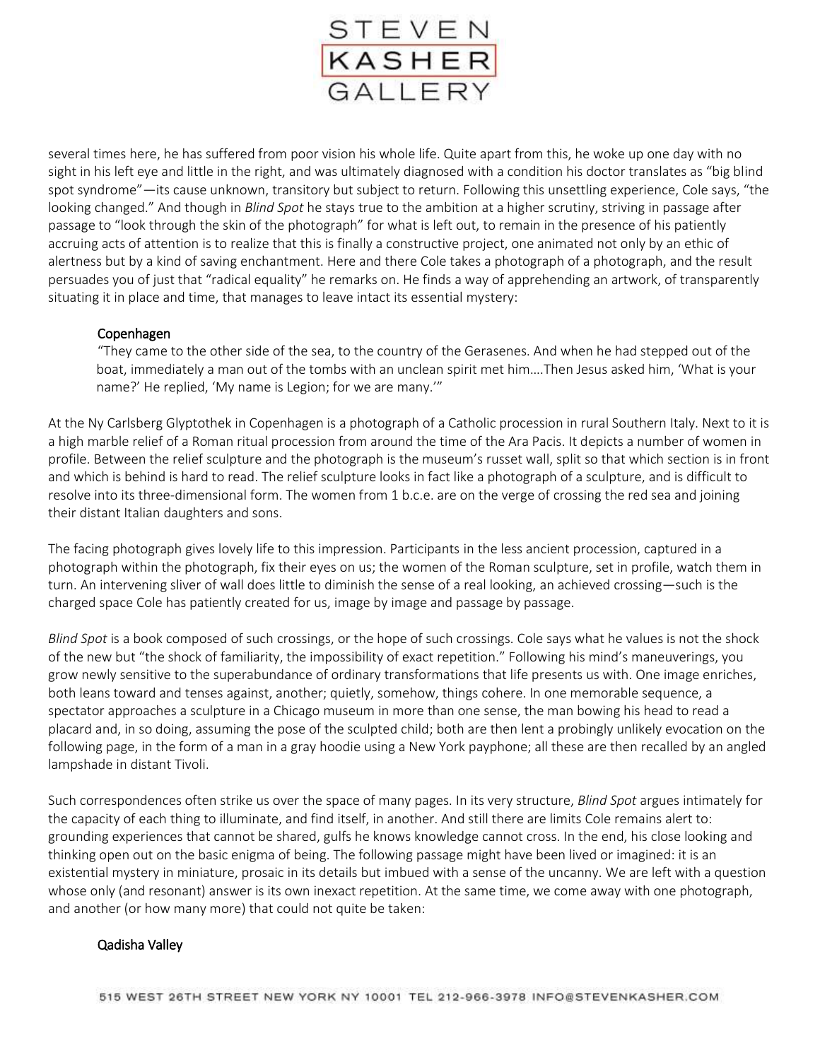several times here, he has suffered from poor vision his whole life. Quite apart from this, he woke up one day with no sight in his left eye and little in the right, and was ultimately diagnosed with a condition his doctor translates as "big blind spot syndrome"—its cause unknown, transitory but subject to return. Following this unsettling experience, Cole says, "the looking changed." And though in *Blind Spot* he stays true to the ambition at a higher scrutiny, striving in passage after passage to "look through the skin of the photograph" for what is left out, to remain in the presence of his patiently accruing acts of attention is to realize that this is finally a constructive project, one animated not only by an ethic of alertness but by a kind of saving enchantment. Here and there Cole takes a photograph of a photograph, and the result persuades you of just that "radical equality" he remarks on. He finds a way of apprehending an artwork, of transparently situating it in place and time, that manages to leave intact its essential mystery:

> Copenhagen
> "They came to the other side of the sea, to the country of the Gerasenes. And when he had stepped out of the boat, immediately a man out of the tombs with an unclean spirit met him….Then Jesus asked him, 'What is your name?' He replied, 'My name is Legion; for we are many.'"

At the Ny Carlsberg Glyptothek in Copenhagen is a photograph of a Catholic procession in rural Southern Italy. Next to it is a high marble relief of a Roman ritual procession from around the time of the Ara Pacis. It depicts a number of women in profile. Between the relief sculpture and the photograph is the museum's russet wall, split so that which section is in front and which is behind is hard to read. The relief sculpture looks in fact like a photograph of a sculpture, and is difficult to resolve into its three-dimensional form. The women from 1 b.c.e. are on the verge of crossing the red sea and joining their distant Italian daughters and sons.

The facing photograph gives lovely life to this impression. Participants in the less ancient procession, captured in a photograph within the photograph, fix their eyes on us; the women of the Roman sculpture, set in profile, watch them in turn. An intervening sliver of wall does little to diminish the sense of a real looking, an achieved crossing—such is the charged space Cole has patiently created for us, image by image and passage by passage.

*Blind Spot* is a book composed of such crossings, or the hope of such crossings. Cole says what he values is not the shock of the new but "the shock of familiarity, the impossibility of exact repetition." Following his mind's maneuverings, you grow newly sensitive to the superabundance of ordinary transformations that life presents us with. One image enriches, both leans toward and tenses against, another; quietly, somehow, things cohere. In one memorable sequence, a spectator approaches a sculpture in a Chicago museum in more than one sense, the man bowing his head to read a placard and, in so doing, assuming the pose of the sculpted child; both are then lent a probingly unlikely evocation on the following page, in the form of a man in a gray hoodie using a New York payphone; all these are then recalled by an angled lampshade in distant Tivoli.

Such correspondences often strike us over the space of many pages. In its very structure, *Blind Spot* argues intimately for the capacity of each thing to illuminate, and find itself, in another. And still there are limits Cole remains alert to: grounding experiences that cannot be shared, gulfs he knows knowledge cannot cross. In the end, his close looking and thinking open out on the basic enigma of being. The following passage might have been lived or imagined: it is an existential mystery in miniature, prosaic in its details but imbued with a sense of the uncanny. We are left with a question whose only (and resonant) answer is its own inexact repetition. At the same time, we come away with one photograph, and another (or how many more) that could not quite be taken:

> Qadisha Valley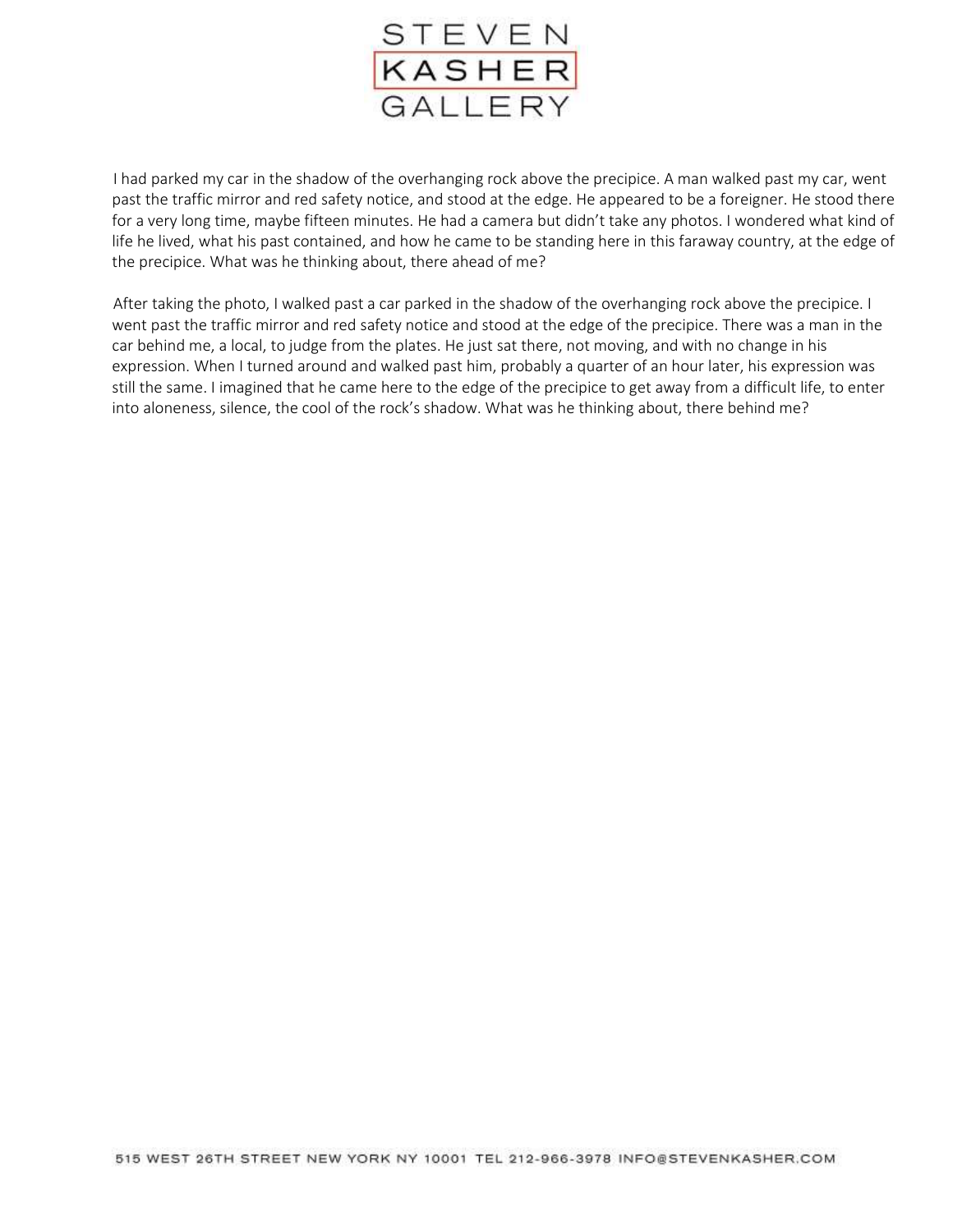I had parked my car in the shadow of the overhanging rock above the precipice. A man walked past my car, went past the traffic mirror and red safety notice, and stood at the edge. He appeared to be a foreigner. He stood there for a very long time, maybe fifteen minutes. He had a camera but didn't take any photos. I wondered what kind of life he lived, what his past contained, and how he came to be standing here in this faraway country, at the edge of the precipice. What was he thinking about, there ahead of me?

After taking the photo, I walked past a car parked in the shadow of the overhanging rock above the precipice. I went past the traffic mirror and red safety notice and stood at the edge of the precipice. There was a man in the car behind me, a local, to judge from the plates. He just sat there, not moving, and with no change in his expression. When I turned around and walked past him, probably a quarter of an hour later, his expression was still the same. I imagined that he came here to the edge of the precipice to get away from a difficult life, to enter into aloneness, silence, the cool of the rock's shadow. What was he thinking about, there behind me?